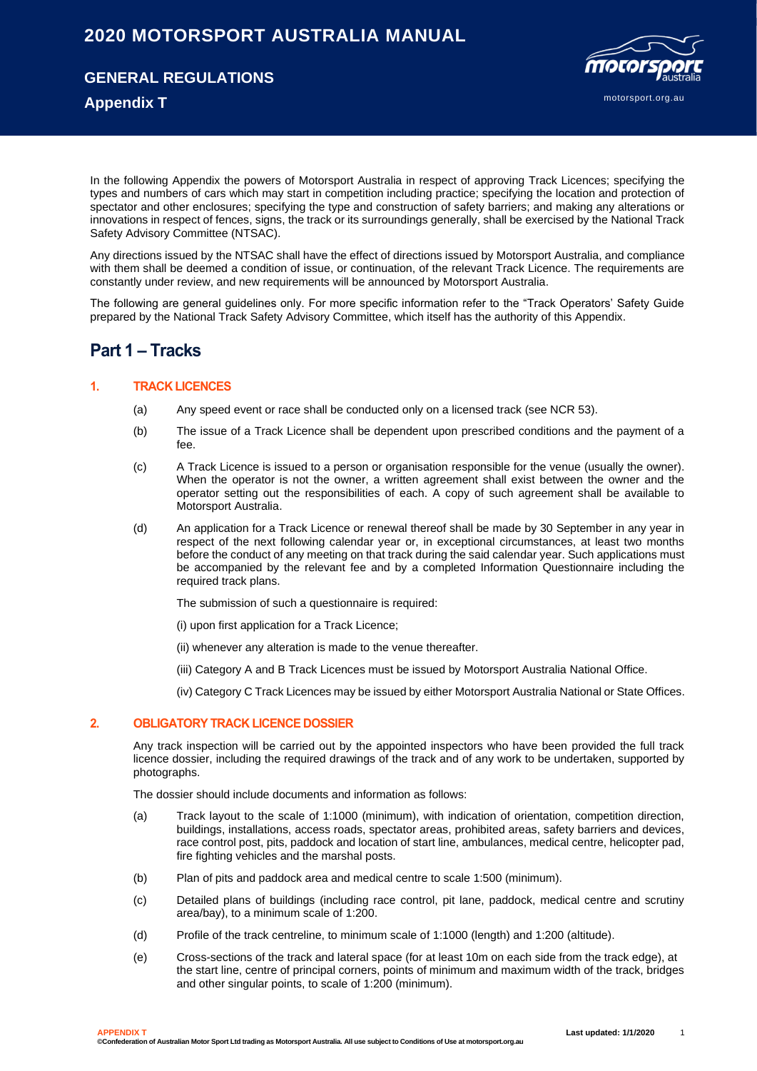# 2020 MOTORSPORT AUSTRALIA MANUAL

## GENERAL REGULATIONS

## Appendix T

In the following Appendix the powers of Motorsport Australia in respect of approving Track Licences; specifying the types and numbers of cars which may start in competition including practice; specifying the location and protection of spectator and other enclosures; specifying the type and construction of safety barriers; and making any alterations or innovations in respect of fences, signs, the track or its surroundings generally, shall be exercised by the National Track Safety Advisory Committee (NTSAC).

Any directions issued by the NTSAC shall have the effect of directions issued by Motorsport Australia, and compliance with them shall be deemed a condition of issue, or continuation, of the relevant Track Licence. The requirements are constantly under review, and new requirements will be announced by Motorsport Australia.

The following are general guidelines only. For more specific information refer to the "Track Operators' Safety Guide prepared by the National Track Safety Advisory Committee, which itself has the authority of this Appendix.

## Part 1 – Tracks

### 1. TRACK LICENCES

(a) Any speed event or race shall be conducted only on a licensed track (see NCR 53).

(b) The issue of a Track Licence shall be dependent upon prescribed conditions and the payment of a fee.

(c) A Track Licence is issued to a person or organisation responsible for the venue (usually the owner). When the operator is not the owner, a written agreement shall exist between the owner and the operator setting out the responsibilities of each. A copy of such agreement shall be available to Motorsport Australia.

(d) An application for a Track Licence or renewal thereof shall be made by 30 September in any year in respect of the next following calendar year or, in exceptional circumstances, at least two months before the conduct of any meeting on that track during the said calendar year. Such applications must be accompanied by the relevant fee and by a completed Information Questionnaire including the required track plans.

The submission of such a questionnaire is required:

(i) upon first application for a Track Licence;

(ii) whenever any alteration is made to the venue thereafter.

(iii) Category A and B Track Licences must be issued by Motorsport Australia National Office.

(iv) Category C Track Licences may be issued by either Motorsport Australia National or State Offices.

### 2. OBLIGATORY TRACK LICENCE DOSSIER

Any track inspection will be carried out by the appointed inspectors who have been provided the full track licence dossier, including the required drawings of the track and of any work to be undertaken, supported by photographs.

The dossier should include documents and information as follows:

(a) Track layout to the scale of 1:1000 (minimum), with indication of orientation, competition direction, buildings, installations, access roads, spectator areas, prohibited areas, safety barriers and devices, race control post, pits, paddock and location of start line, ambulances, medical centre, helicopter pad, fire fighting vehicles and the marshal posts.

(b) Plan of pits and paddock area and medical centre to scale 1:500 (minimum).

(c) Detailed plans of buildings (including race control, pit lane, paddock, medical centre and scrutiny area/bay), to a minimum scale of 1:200.

(d) Profile of the track centreline, to minimum scale of 1:1000 (length) and 1:200 (altitude).

(e) Cross-sections of the track and lateral space (for at least 10m on each side from the track edge), at the start line, centre of principal corners, points of minimum and maximum width of the track, bridges and other singular points, to scale of 1:200 (minimum).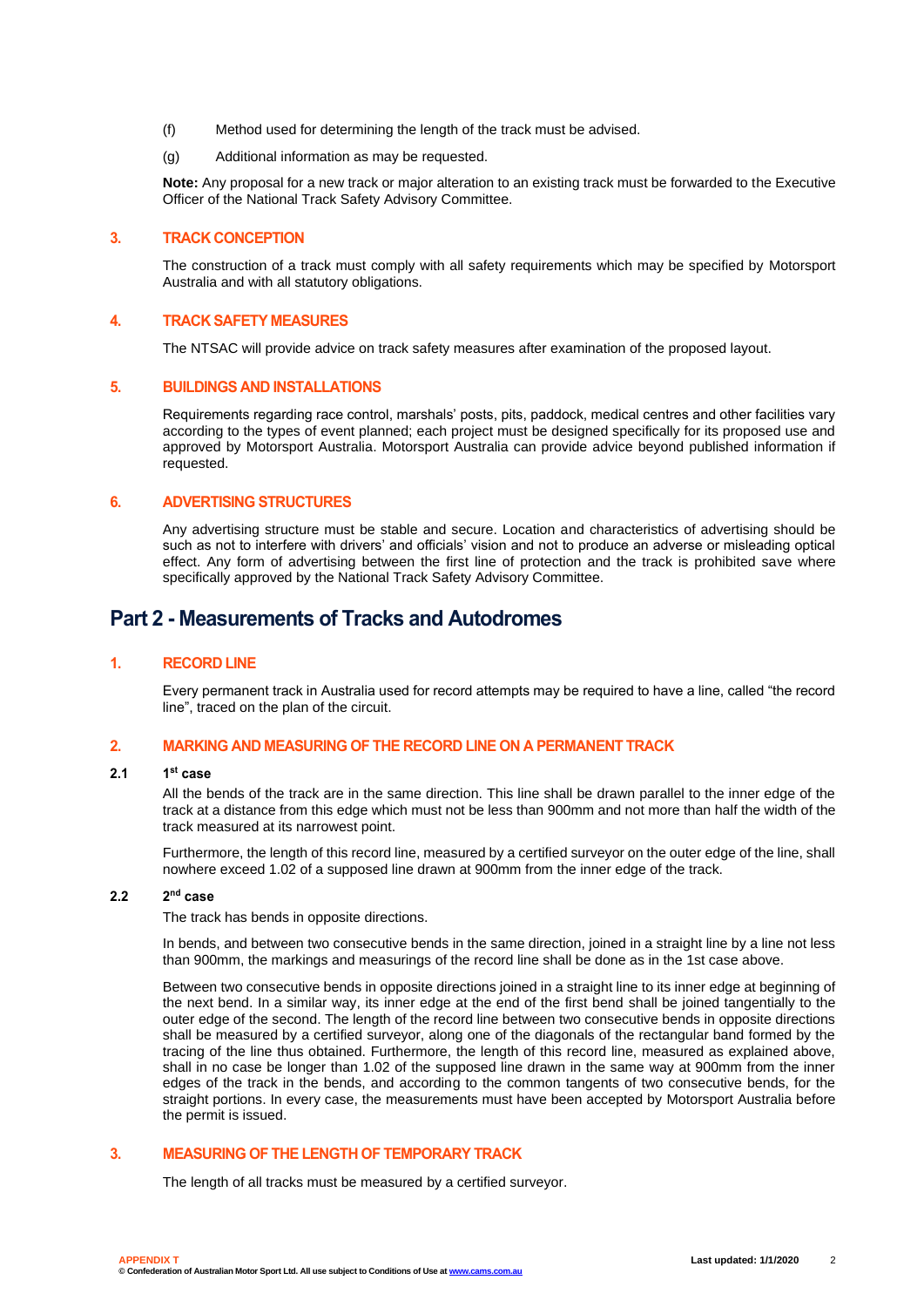(f) Method used for determining the length of the track must be advised.

(g) Additional information as may be requested.

**Note:** Any proposal for a new track or major alteration to an existing track must be forwarded to the Executive Officer of the National Track Safety Advisory Committee.

### 3. TRACK CONCEPTION

The construction of a track must comply with all safety requirements which may be specified by Motorsport Australia and with all statutory obligations.

### 4. TRACK SAFETY MEASURES

The NTSAC will provide advice on track safety measures after examination of the proposed layout.

### 5. BUILDINGS AND INSTALLATIONS

Requirements regarding race control, marshals' posts, pits, paddock, medical centres and other facilities vary according to the types of event planned; each project must be designed specifically for its proposed use and approved by Motorsport Australia. Motorsport Australia can provide advice beyond published information if requested.

### 6. ADVERTISING STRUCTURES

Any advertising structure must be stable and secure. Location and characteristics of advertising should be such as not to interfere with drivers' and officials' vision and not to produce an adverse or misleading optical effect. Any form of advertising between the first line of protection and the track is prohibited save where specifically approved by the National Track Safety Advisory Committee.

## Part 2 - Measurements of Tracks and Autodromes

### 1. RECORD LINE

Every permanent track in Australia used for record attempts may be required to have a line, called "the record line", traced on the plan of the circuit.

### 2. MARKING AND MEASURING OF THE RECORD LINE ON A PERMANENT TRACK

**2.1 1st case**

All the bends of the track are in the same direction. This line shall be drawn parallel to the inner edge of the track at a distance from this edge which must not be less than 900mm and not more than half the width of the track measured at its narrowest point.

Furthermore, the length of this record line, measured by a certified surveyor on the outer edge of the line, shall nowhere exceed 1.02 of a supposed line drawn at 900mm from the inner edge of the track.

**2.2 2nd case**

The track has bends in opposite directions.

In bends, and between two consecutive bends in the same direction, joined in a straight line by a line not less than 900mm, the markings and measurings of the record line shall be done as in the 1st case above.

Between two consecutive bends in opposite directions joined in a straight line to its inner edge at beginning of the next bend. In a similar way, its inner edge at the end of the first bend shall be joined tangentially to the outer edge of the second. The length of the record line between two consecutive bends in opposite directions shall be measured by a certified surveyor, along one of the diagonals of the rectangular band formed by the tracing of the line thus obtained. Furthermore, the length of this record line, measured as explained above, shall in no case be longer than 1.02 of the supposed line drawn in the same way at 900mm from the inner edges of the track in the bends, and according to the common tangents of two consecutive bends, for the straight portions. In every case, the measurements must have been accepted by Motorsport Australia before the permit is issued.

### 3. MEASURING OF THE LENGTH OF TEMPORARY TRACK

The length of all tracks must be measured by a certified surveyor.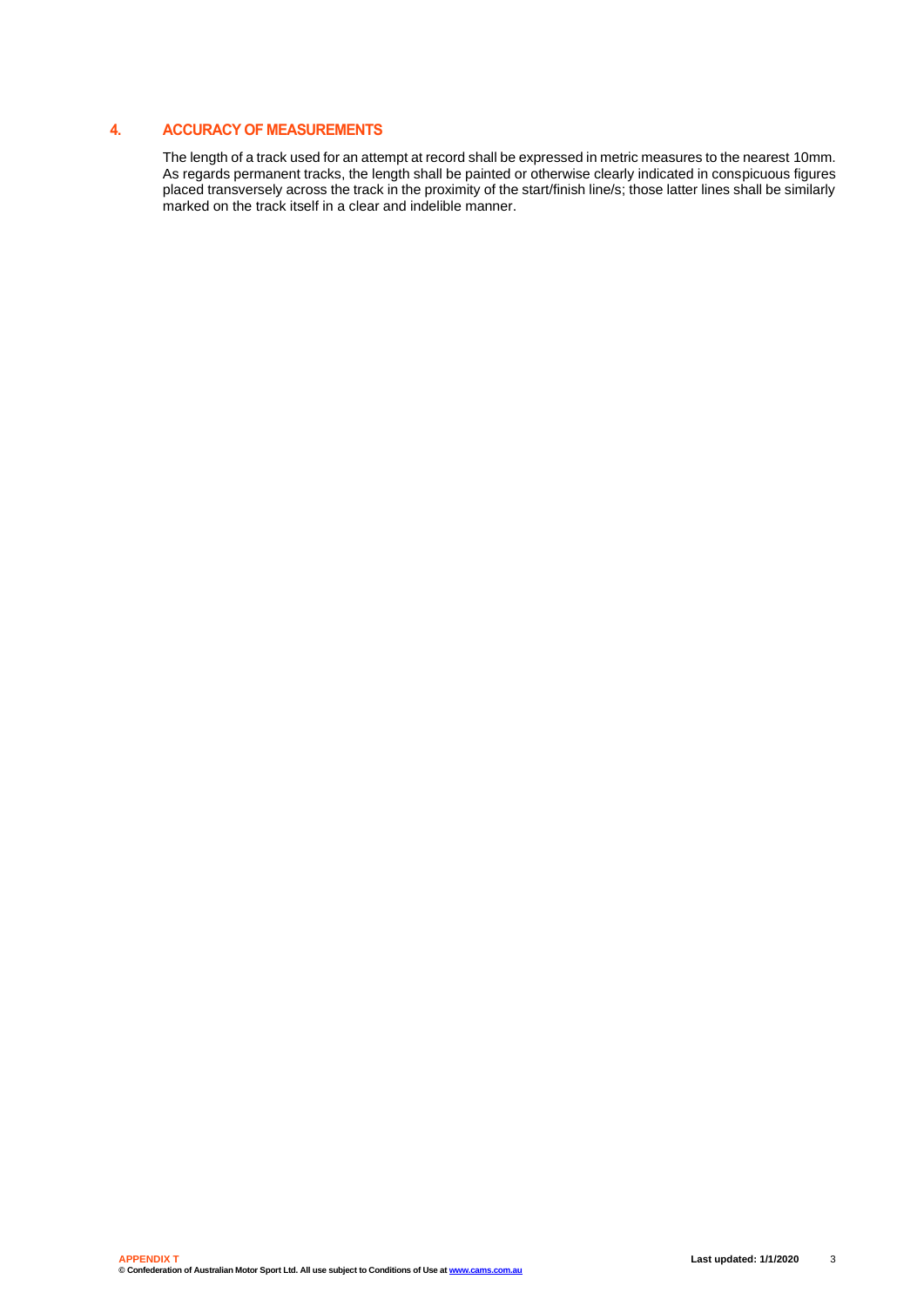## 4. ACCURACY OF MEASUREMENTS

The length of a track used for an attempt at record shall be expressed in metric measures to the nearest 10mm. As regards permanent tracks, the length shall be painted or otherwise clearly indicated in conspicuous figures placed transversely across the track in the proximity of the start/finish line/s; those latter lines shall be similarly marked on the track itself in a clear and indelible manner.